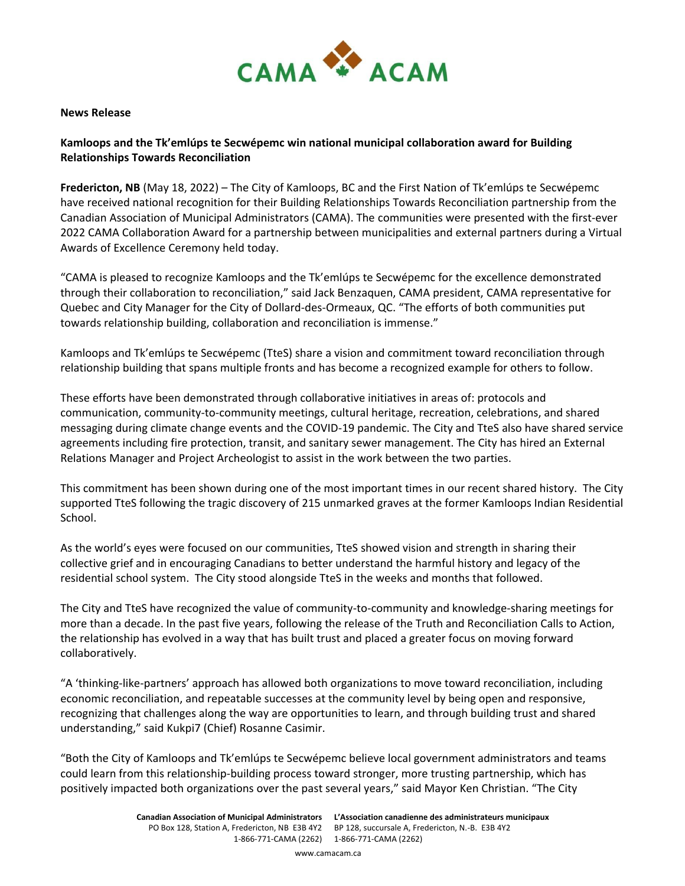CAMA ACAM

**News Release**

**Kamloops and the Tk'emlúps te Secwépemc win national municipal collaboration award for Building Relationships Towards Reconciliation**

**Fredericton, NB** (May 18, 2022) – The City of Kamloops, BC and the First Nation of Tk'emlúps te Secwépemc have received national recognition for their Building Relationships Towards Reconciliation partnership from the Canadian Association of Municipal Administrators (CAMA). The communities were presented with the first-ever 2022 CAMA Collaboration Award for a partnership between municipalities and external partners during a Virtual Awards of Excellence Ceremony held today.

"CAMA is pleased to recognize Kamloops and the Tk'emlúps te Secwépemc for the excellence demonstrated through their collaboration to reconciliation," said Jack Benzaquen, CAMA president, CAMA representative for Quebec and City Manager for the City of Dollard-des-Ormeaux, QC. "The efforts of both communities put towards relationship building, collaboration and reconciliation is immense."

Kamloops and Tk'emlúps te Secwépemc (TteS) share a vision and commitment toward reconciliation through relationship building that spans multiple fronts and has become a recognized example for others to follow.

These efforts have been demonstrated through collaborative initiatives in areas of: protocols and communication, community-to-community meetings, cultural heritage, recreation, celebrations, and shared messaging during climate change events and the COVID-19 pandemic. The City and TteS also have shared service agreements including fire protection, transit, and sanitary sewer management. The City has hired an External Relations Manager and Project Archeologist to assist in the work between the two parties.

This commitment has been shown during one of the most important times in our recent shared history. The City supported TteS following the tragic discovery of 215 unmarked graves at the former Kamloops Indian Residential School.

As the world's eyes were focused on our communities, TteS showed vision and strength in sharing their collective grief and in encouraging Canadians to better understand the harmful history and legacy of the residential school system. The City stood alongside TteS in the weeks and months that followed.

The City and TteS have recognized the value of community-to-community and knowledge-sharing meetings for more than a decade. In the past five years, following the release of the Truth and Reconciliation Calls to Action, the relationship has evolved in a way that has built trust and placed a greater focus on moving forward collaboratively.

"A 'thinking-like-partners' approach has allowed both organizations to move toward reconciliation, including economic reconciliation, and repeatable successes at the community level by being open and responsive, recognizing that challenges along the way are opportunities to learn, and through building trust and shared understanding," said Kukpi7 (Chief) Rosanne Casimir.

"Both the City of Kamloops and Tk'emlúps te Secwépemc believe local government administrators and teams could learn from this relationship-building process toward stronger, more trusting partnership, which has positively impacted both organizations over the past several years," said Mayor Ken Christian. "The City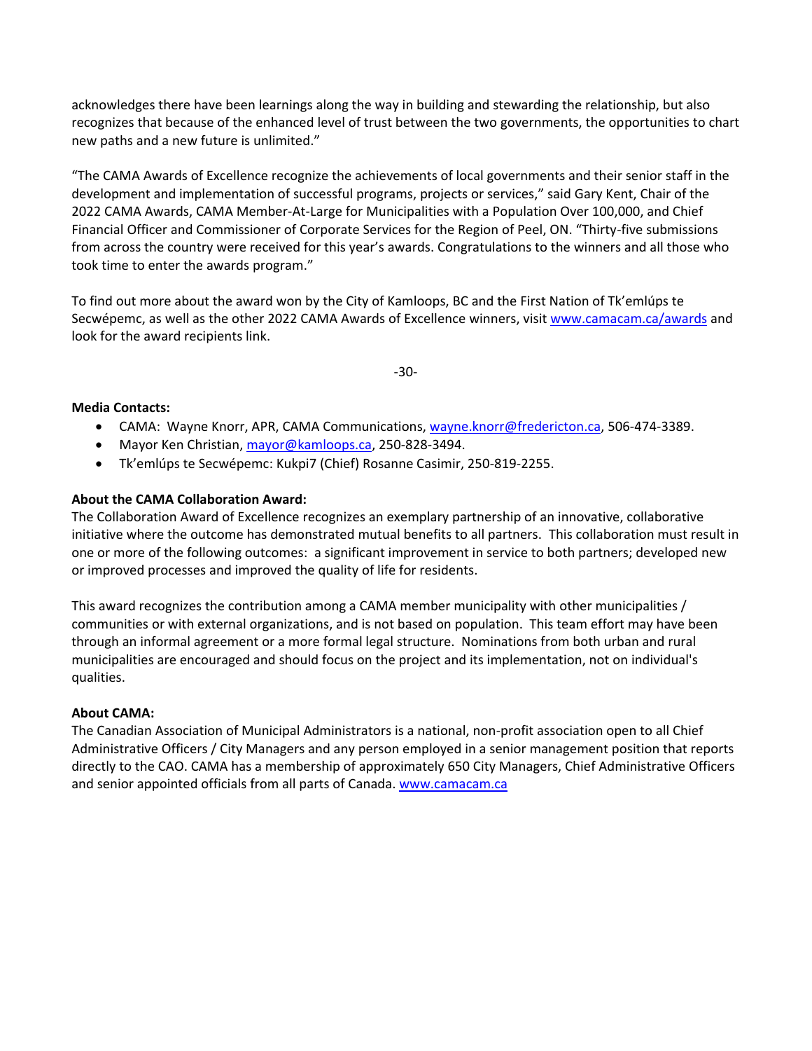acknowledges there have been learnings along the way in building and stewarding the relationship, but also recognizes that because of the enhanced level of trust between the two governments, the opportunities to chart new paths and a new future is unlimited."

"The CAMA Awards of Excellence recognize the achievements of local governments and their senior staff in the development and implementation of successful programs, projects or services," said Gary Kent, Chair of the 2022 CAMA Awards, CAMA Member-At-Large for Municipalities with a Population Over 100,000, and Chief Financial Officer and Commissioner of Corporate Services for the Region of Peel, ON. "Thirty-five submissions from across the country were received for this year's awards. Congratulations to the winners and all those who took time to enter the awards program."

To find out more about the award won by the City of Kamloops, BC and the First Nation of Tk'emlúps te Secwépemc, as well as the other 2022 CAMA Awards of Excellence winners, visit www.camacam.ca/awards and look for the award recipients link.

-30-

**Media Contacts:**

- CAMA: Wayne Knorr, APR, CAMA Communications, wayne.knorr@fredericton.ca, 506-474-3389.
- Mayor Ken Christian, mayor@kamloops.ca, 250-828-3494.
- Tk'emlúps te Secwépemc: Kukpi7 (Chief) Rosanne Casimir, 250-819-2255.

**About the CAMA Collaboration Award:**

The Collaboration Award of Excellence recognizes an exemplary partnership of an innovative, collaborative initiative where the outcome has demonstrated mutual benefits to all partners. This collaboration must result in one or more of the following outcomes: a significant improvement in service to both partners; developed new or improved processes and improved the quality of life for residents.

This award recognizes the contribution among a CAMA member municipality with other municipalities / communities or with external organizations, and is not based on population. This team effort may have been through an informal agreement or a more formal legal structure. Nominations from both urban and rural municipalities are encouraged and should focus on the project and its implementation, not on individual's qualities.

**About CAMA:**

The Canadian Association of Municipal Administrators is a national, non-profit association open to all Chief Administrative Officers / City Managers and any person employed in a senior management position that reports directly to the CAO. CAMA has a membership of approximately 650 City Managers, Chief Administrative Officers and senior appointed officials from all parts of Canada. www.camacam.ca